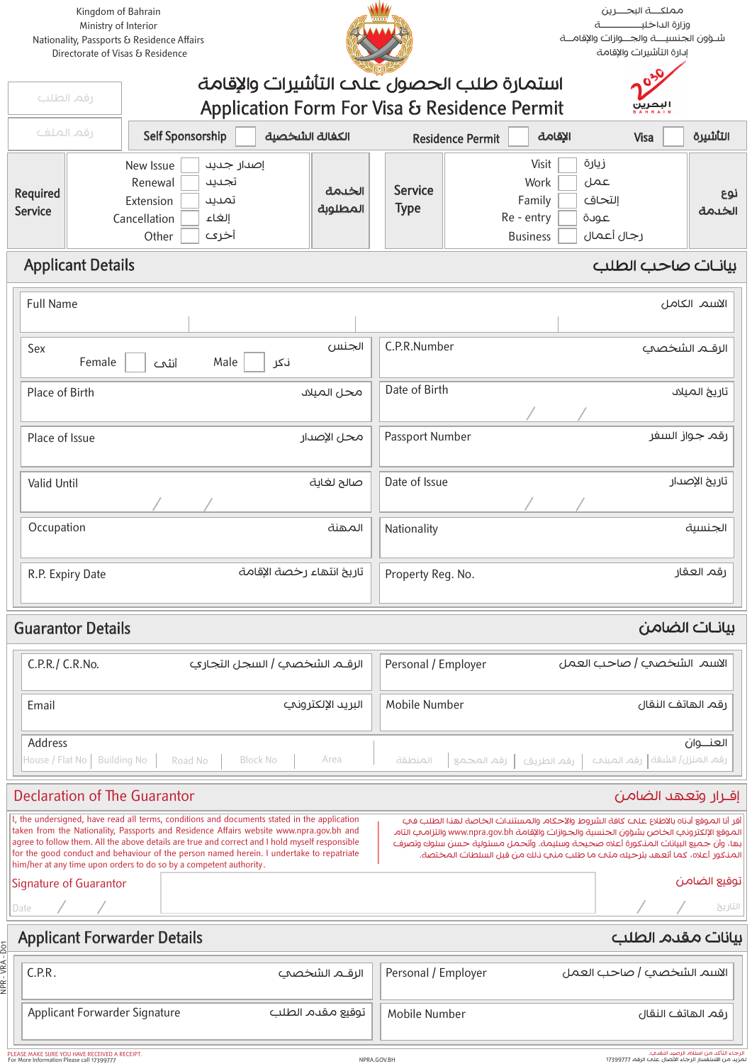Kingdom of Bahrain
Ministry of Interior
Nationality, Passports & Residence Affairs
Directorate of Visas & Residence

مملكـــة البحـــرين
وزارة الداخليــــــــــــة
شـؤون الجنسيـــة والجـــوازات والإقامـــة
إدارة التأشيرات والإقامة

# استمارة طلب الحصول على التأشيرات والإقامة
# Application Form For Visa & Residence Permit

رقم الطلب

رقم الملف

| Self Sponsorship ☐ الكفالة الشخصية | Residence Permit ☐ الإقامة | Visa ☐ التأشيرة |
|---|---|---|

| Required Service | | الخدمة المطلوبة | Service Type | | نوع الخدمة |
|---|---|---|---|---|---|
| | New Issue ☐ إصدار جديد | | | Visit ☐ زيارة | |
| | Renewal ☐ تجديد | | | Work ☐ عمل | |
| | Extension ☐ تمديد | | | Family ☐ إلتحاق | |
| | Cancellation ☐ إلغاء | | | Re - entry ☐ عودة | |
| | Other ☐ أخرى | | | Business ☐ رجال أعمال | |

## Applicant Details — بيانات صاحب الطلب

Full Name — الاسم الكامل

| | |
|---|---|
| Sex الجنس — Female ☐ أنثى Male ☐ ذكر | C.P.R.Number الرقـم الشخصي |
| Place of Birth محل الميلاد | Date of Birth تاريخ الميلاد / / |
| Place of Issue محل الإصدار | Passport Number رقم جواز السفر |
| Valid Until صالح لغاية / / | Date of Issue تاريخ الإصدار / / |
| Occupation المهنة | Nationality الجنسية |
| R.P. Expiry Date تاريخ انتهاء رخصة الإقامة | Property Reg. No. رقم العقار |

## Guarantor Details — بيانات الضامن

| | |
|---|---|
| C.P.R./ C.R.No. الرقـم الشخصي / السجل التجاري | Personal / Employer الاسم الشخصي / صاحب العمل |
| Email البريد الإلكتروني | Mobile Number رقم الهاتف النقال |

Address — العنـــوان

| House / Flat No رقم المنزل /الشقة | Building No رقم المبنى | Road No رقم الطريق | Block No رقم المجمع | Area المنطقة |
|---|---|---|---|---|
| | | | | |

## Declaration of The Guarantor — إقـرار وتعهد الضامن

I, the undersigned, have read all terms, conditions and documents stated in the application taken from the Nationality, Passports and Residence Affairs website www.npra.gov.bh and agree to follow them. All the above details are true and correct and I hold myself responsible for the good conduct and behaviour of the person named herein. I undertake to repatriate him/her at any time upon orders to do so by a competent authority.

أقر أنا الموقع أدناه بالاطلاع على كافة الشروط والاحكام والمستندات الخاصة لهذا الطلب في الموقع الإلكتروني الخاص بشؤون الجنسية والجوازات والإقامة www.npra.gov.bh والتزامي التام بها، وأن جميع البيانات المذكورة أعلاه صحيحة وسليمة، وأتحمل مسؤولية حسن سلوك وتصرف المذكور أعلاه، كما أتعهد بترحيله متى ما طلب مني ذلك من قبل السلطات المختصة.

Signature of Guarantor — توقيع الضامن

Date / / — التاريخ / /

## Applicant Forwarder Details — بيانات مقدم الطلب

| | |
|---|---|
| C.P.R. الرقـم الشخصي | Personal / Employer الاسم الشخصي / صاحب العمل |
| Applicant Forwarder Signature توقيع مقدم الطلب | Mobile Number رقم الهاتف النقال |

PLEASE MAKE SURE YOU HAVE RECEIVED A RECEIPT.
For More Information Please call 17399777

NPRA.GOV.BH

الرجاء التأكد من استلام الرصيد النقدي.
لمزيد من الاستفسار الرجاء الاتصال على الرقم 17399777

NPR - VRA - D01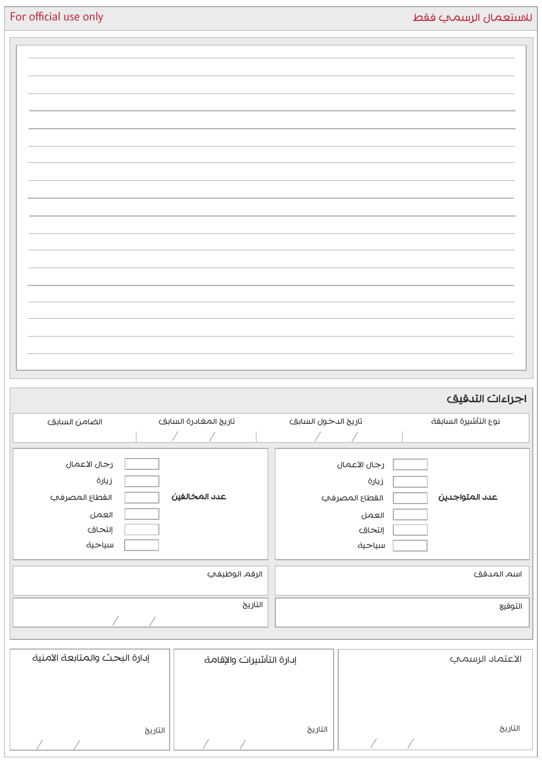For official use only

للاستعمال الرسمي فقط

## اجراءات التدقيق

| نوع التأشيرة السابقة | تاريخ الدخول السابق | تاريخ المغادرة السابق | الضامن السابق |
|---|---|---|---|
| | / / | / / | |

**عدد المتواجدين**

- رجال الأعمال
- زيارة
- القطاع المصرفي
- العمل
- إلتحاق
- سياحية

**عدد المخالفين**

- رجال الأعمال
- زيارة
- القطاع المصرفي
- العمل
- إلتحاق
- سياحية

اسم المدقق

الرقم الوظيفي

التوقيع

التاريخ / /

| الاعتماد الرسمي | إدارة التأشيرات والإقامة | إدارة البحث والمتابعة الأمنية |
|---|---|---|
| التاريخ / / | التاريخ / / | التاريخ / / |